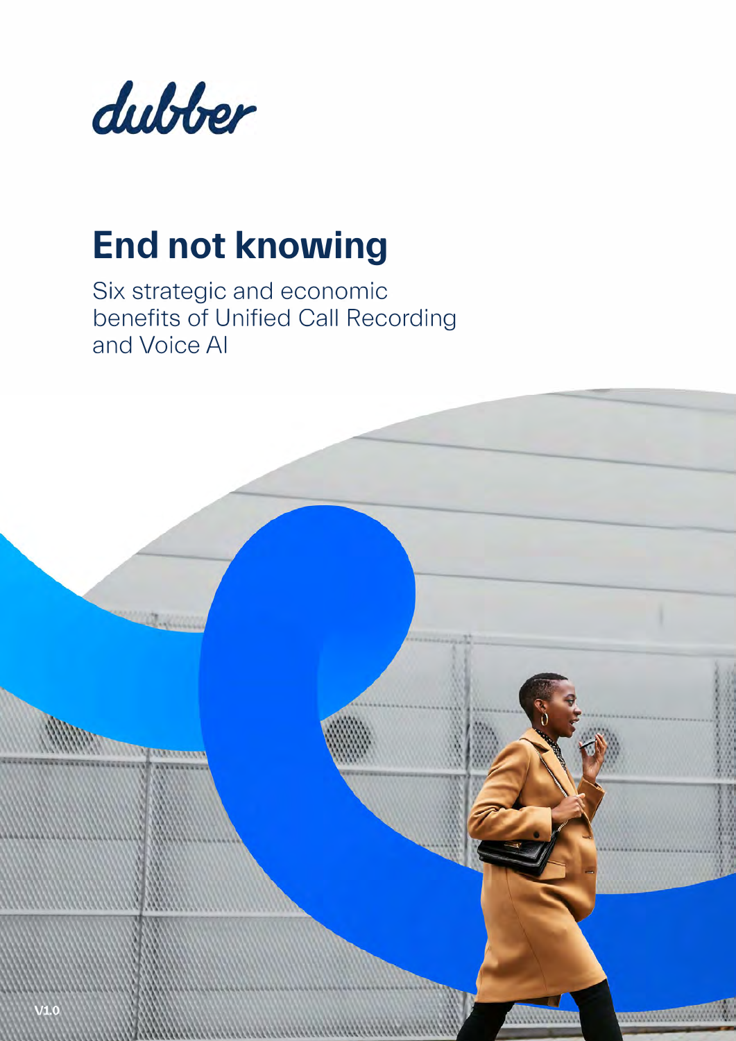dubber

# End not knowing

Six strategic and economic benefits of Unified Call Recording and Voice AI

V1.0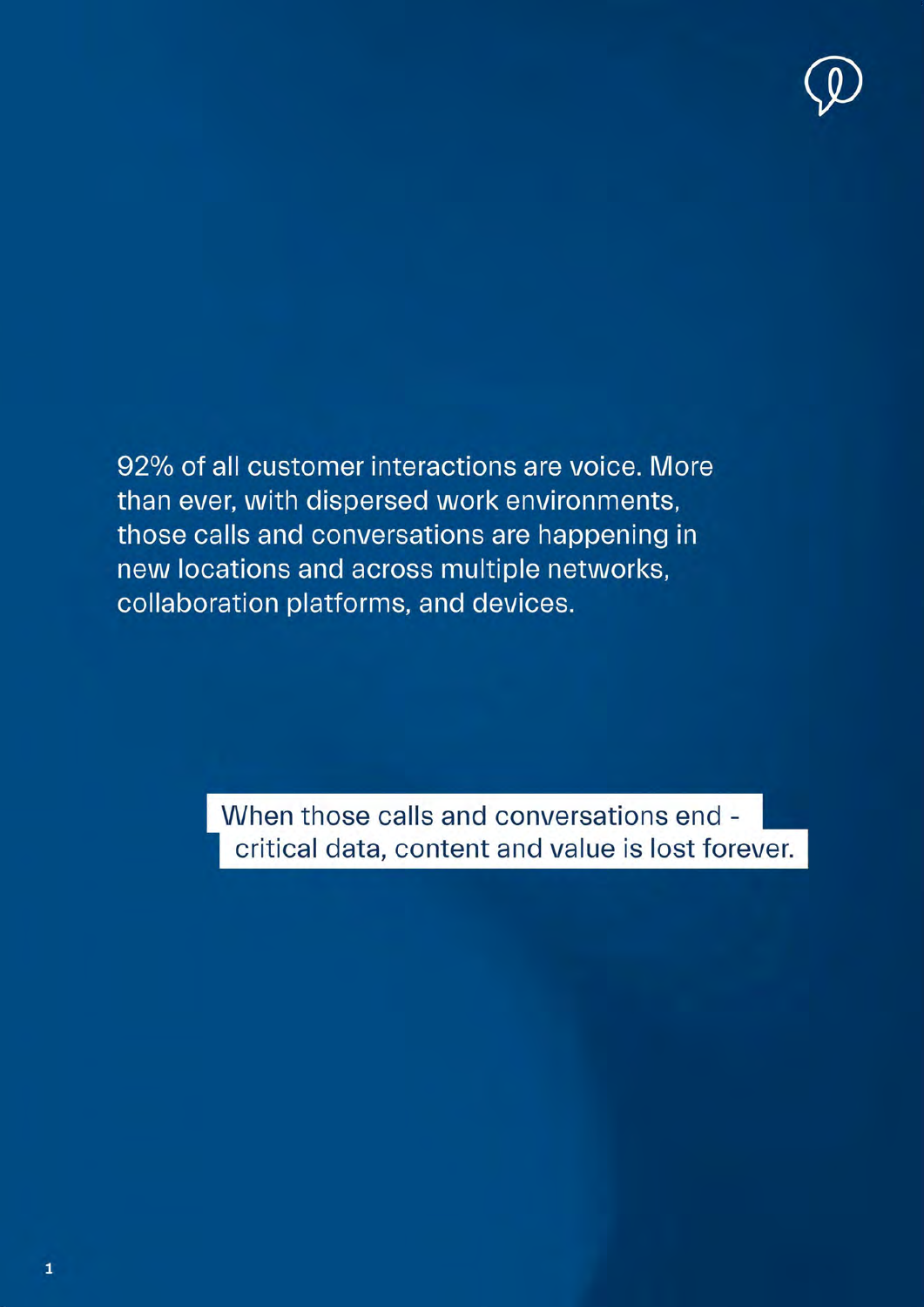92% of all customer interactions are voice. More than ever, with dispersed work environments, those calls and conversations are happening in new locations and across multiple networks, collaboration platforms, and devices.

When those calls and conversations end - critical data, content and value is lost forever.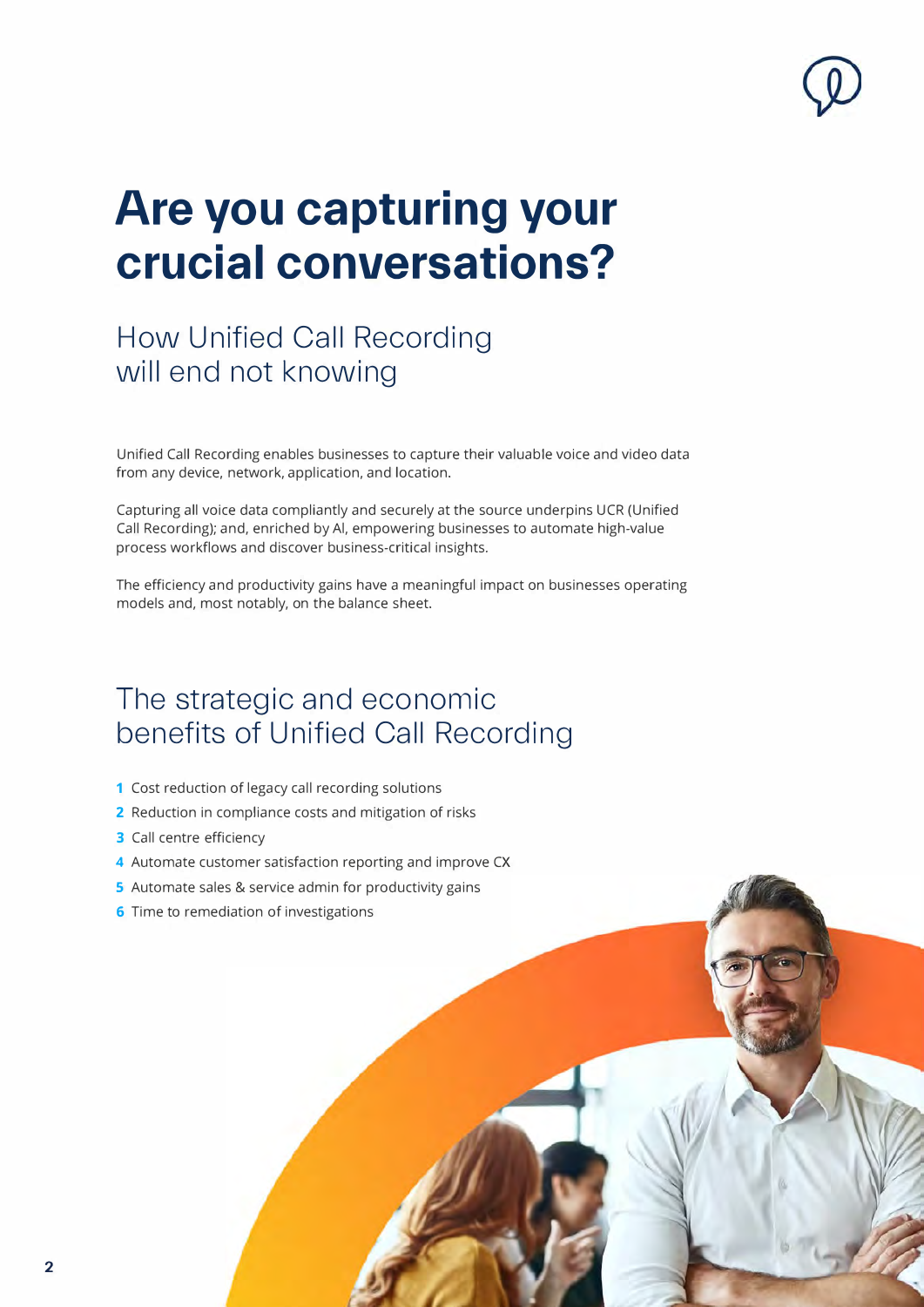# Are you capturing your crucial conversations?

## How Unified Call Recording will end not knowing

Unified Call Recording enables businesses to capture their valuable voice and video data from any device, network, application, and location.

Capturing all voice data compliantly and securely at the source underpins UCR (Unified Call Recording); and, enriched by AI, empowering businesses to automate high-value process workflows and discover business-critical insights.

The efficiency and productivity gains have a meaningful impact on businesses operating models and, most notably, on the balance sheet.

## The strategic and economic benefits of Unified Call Recording

1. Cost reduction of legacy call recording solutions
2. Reduction in compliance costs and mitigation of risks
3. Call centre efficiency
4. Automate customer satisfaction reporting and improve CX
5. Automate sales & service admin for productivity gains
6. Time to remediation of investigations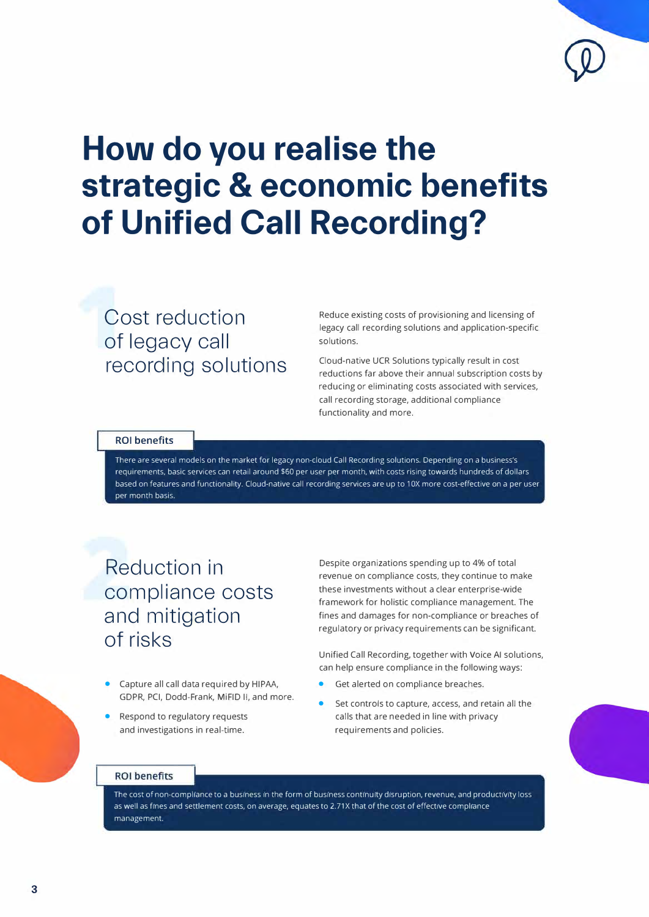# How do you realise the strategic & economic benefits of Unified Call Recording?

## 1 Cost reduction of legacy call recording solutions

Reduce existing costs of provisioning and licensing of legacy call recording solutions and application-specific solutions.

Cloud-native UCR Solutions typically result in cost reductions far above their annual subscription costs by reducing or eliminating costs associated with services, call recording storage, additional compliance functionality and more.

**ROI benefits**

There are several models on the market for legacy non-cloud Call Recording solutions. Depending on a business's requirements, basic services can retail around $60 per user per month, with costs rising towards hundreds of dollars based on features and functionality. Cloud-native call recording services are up to 10X more cost-effective on a per user per month basis.

## 2 Reduction in compliance costs and mitigation of risks

Despite organizations spending up to 4% of total revenue on compliance costs, they continue to make these investments without a clear enterprise-wide framework for holistic compliance management. The fines and damages for non-compliance or breaches of regulatory or privacy requirements can be significant.

Unified Call Recording, together with Voice AI solutions, can help ensure compliance in the following ways:

- Capture all call data required by HIPAA, GDPR, PCI, Dodd-Frank, MiFID II, and more.
- Respond to regulatory requests and investigations in real-time.
- Get alerted on compliance breaches.
- Set controls to capture, access, and retain all the calls that are needed in line with privacy requirements and policies.

**ROI benefits**

The cost of non-compliance to a business in the form of business continuity disruption, revenue, and productivity loss as well as fines and settlement costs, on average, equates to 2.71X that of the cost of effective compliance management.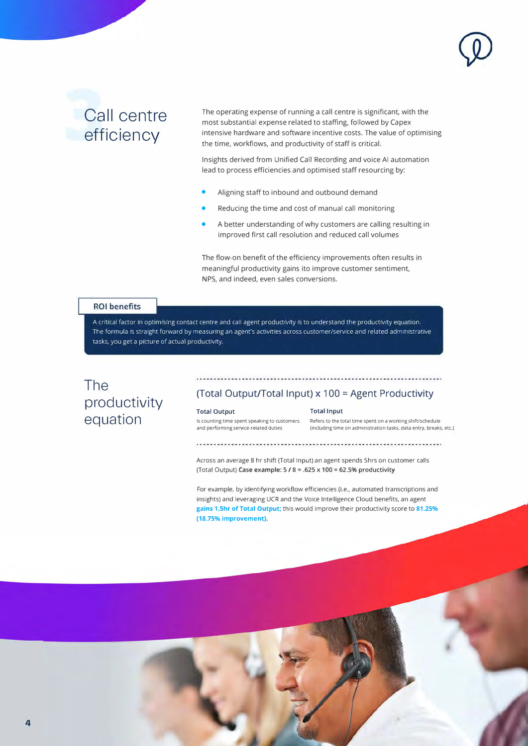# Call centre efficiency

The operating expense of running a call centre is significant, with the most substantial expense related to staffing, followed by Capex intensive hardware and software incentive costs. The value of optimising the time, workflows, and productivity of staff is critical.

Insights derived from Unified Call Recording and voice AI automation lead to process efficiencies and optimised staff resourcing by:

- Aligning staff to inbound and outbound demand
- Reducing the time and cost of manual call monitoring
- A better understanding of why customers are calling resulting in improved first call resolution and reduced call volumes

The flow-on benefit of the efficiency improvements often results in meaningful productivity gains ito improve customer sentiment, NPS, and indeed, even sales conversions.

**ROI benefits**

A critical factor in optimising contact centre and call agent productivity is to understand the productivity equation. The formula is straight forward by measuring an agent's activities across customer/service and related administrative tasks, you get a picture of actual productivity.

## The productivity equation

(Total Output/Total Input) x 100 = Agent Productivity

**Total Output**

Is counting time spent speaking to customers and performing service-related duties

**Total Input**

Refers to the total time spent on a working shift/schedule (including time on administration tasks, data entry, breaks, etc.)

Across an average 8 hr shift (Total Input) an agent spends 5hrs on customer calls (Total Output) **Case example: 5 / 8 = .625 x 100 = 62.5% productivity**

For example, by identifying workflow efficiencies (i.e., automated transcriptions and insights) and leveraging UCR and the Voice Intelligence Cloud benefits, an agent **gains 1.5hr of Total Output;** this would improve their productivity score to **81.25% (18.75% improvement).**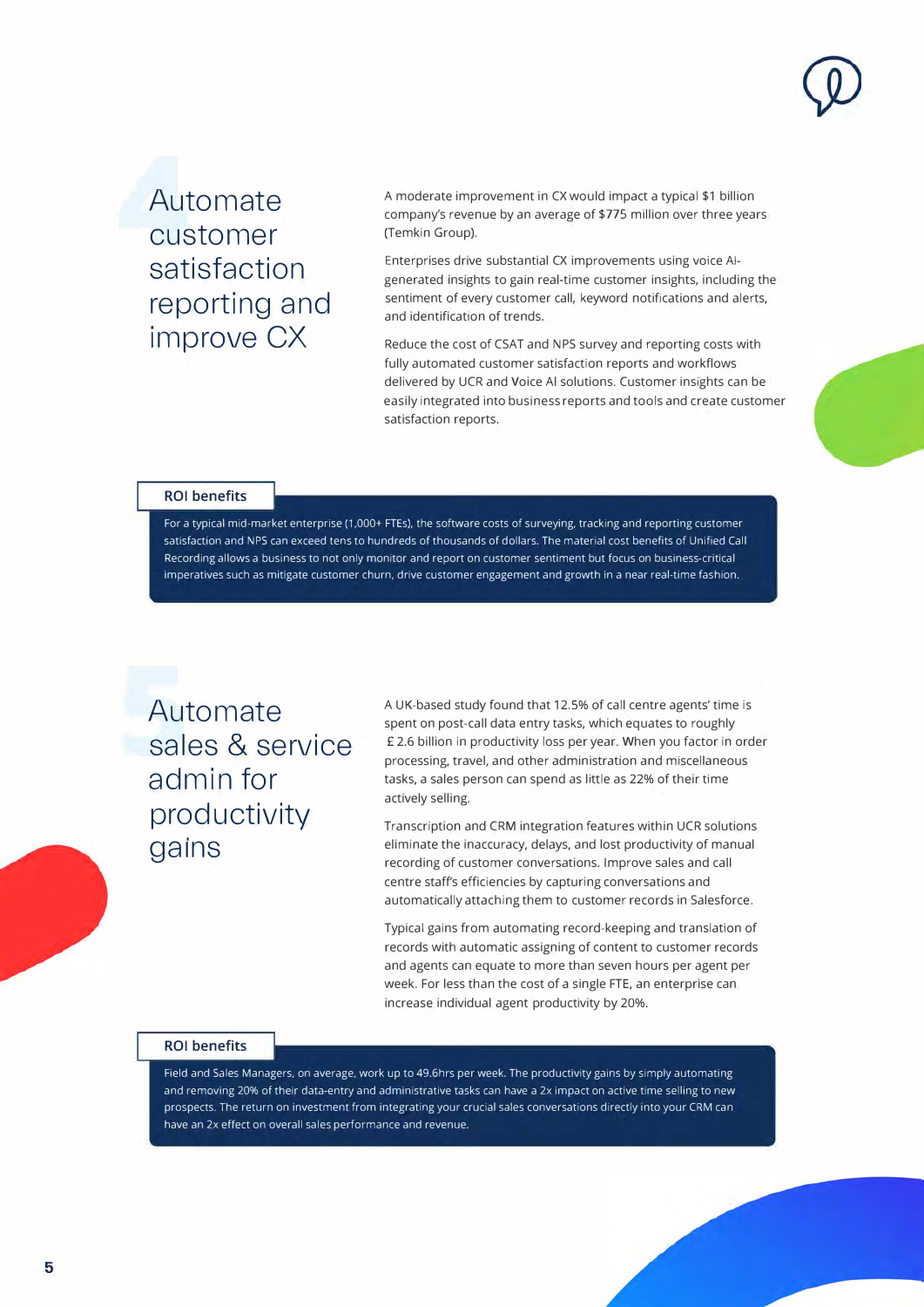## 4 Automate customer satisfaction reporting and improve CX

A moderate improvement in CX would impact a typical $1 billion company's revenue by an average of $775 million over three years (Temkin Group).

Enterprises drive substantial CX improvements using voice AI-generated insights to gain real-time customer insights, including the sentiment of every customer call, keyword notifications and alerts, and identification of trends.

Reduce the cost of CSAT and NPS survey and reporting costs with fully automated customer satisfaction reports and workflows delivered by UCR and Voice AI solutions. Customer insights can be easily integrated into business reports and tools and create customer satisfaction reports.

**ROI benefits**

For a typical mid-market enterprise (1,000+ FTEs), the software costs of surveying, tracking and reporting customer satisfaction and NPS can exceed tens to hundreds of thousands of dollars. The material cost benefits of Unified Call Recording allows a business to not only monitor and report on customer sentiment but focus on business-critical imperatives such as mitigate customer churn, drive customer engagement and growth in a near real-time fashion.

## 5 Automate sales & service admin for productivity gains

A UK-based study found that 12.5% of call centre agents' time is spent on post-call data entry tasks, which equates to roughly £2.6 billion in productivity loss per year. When you factor in order processing, travel, and other administration and miscellaneous tasks, a sales person can spend as little as 22% of their time actively selling.

Transcription and CRM integration features within UCR solutions eliminate the inaccuracy, delays, and lost productivity of manual recording of customer conversations. Improve sales and call centre staff's efficiencies by capturing conversations and automatically attaching them to customer records in Salesforce.

Typical gains from automating record-keeping and translation of records with automatic assigning of content to customer records and agents can equate to more than seven hours per agent per week. For less than the cost of a single FTE, an enterprise can increase individual agent productivity by 20%.

**ROI benefits**

Field and Sales Managers, on average, work up to 49.6hrs per week. The productivity gains by simply automating and removing 20% of their data-entry and administrative tasks can have a 2x impact on active time selling to new prospects. The return on investment from integrating your crucial sales conversations directly into your CRM can have an 2x effect on overall sales performance and revenue.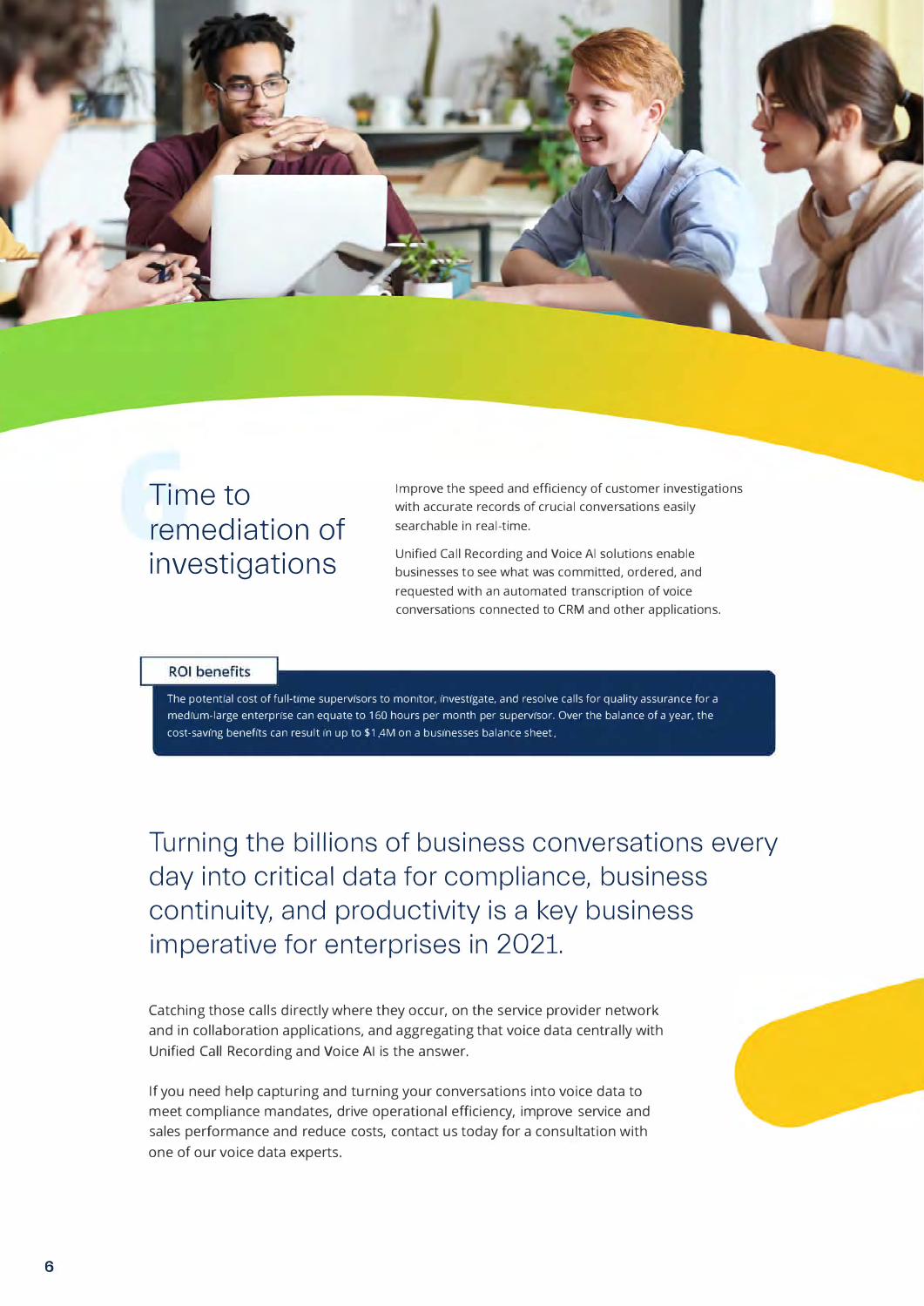## Time to remediation of investigations

Improve the speed and efficiency of customer investigations with accurate records of crucial conversations easily searchable in real-time.

Unified Call Recording and Voice AI solutions enable businesses to see what was committed, ordered, and requested with an automated transcription of voice conversations connected to CRM and other applications.

**ROI benefits**

The potential cost of full-time supervisors to monitor, investigate, and resolve calls for quality assurance for a medium-large enterprise can equate to 160 hours per month per supervisor. Over the balance of a year, the cost-saving benefits can result in up to $1,4M on a businesses balance sheet.

## Turning the billions of business conversations every day into critical data for compliance, business continuity, and productivity is a key business imperative for enterprises in 2021.

Catching those calls directly where they occur, on the service provider network and in collaboration applications, and aggregating that voice data centrally with Unified Call Recording and Voice AI is the answer.

If you need help capturing and turning your conversations into voice data to meet compliance mandates, drive operational efficiency, improve service and sales performance and reduce costs, contact us today for a consultation with one of our voice data experts.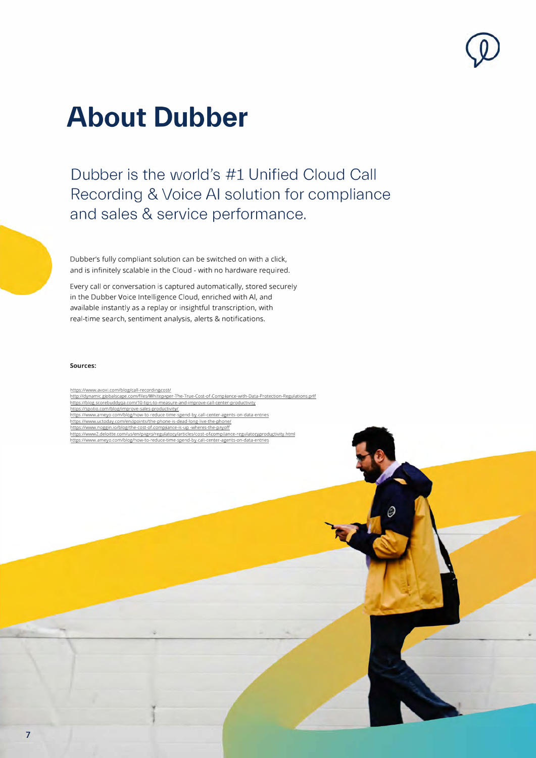# About Dubber

Dubber is the world's #1 Unified Cloud Call Recording & Voice AI solution for compliance and sales & service performance.

Dubber's fully compliant solution can be switched on with a click, and is infinitely scalable in the Cloud - with no hardware required.

Every call or conversation is captured automatically, stored securely in the Dubber Voice Intelligence Cloud, enriched with AI, and available instantly as a replay or insightful transcription, with real-time search, sentiment analysis, alerts & notifications.

**Sources:**

https://www.avoxi.com/blog/call-recordingcost/
http://dynamic.globalscape.com/files/Whitepaper-The-True-Cost-of-Compliance-with-Data-Protection-Regulations.pdf
https://blog.scorebuddyqa.com/10-tips-to-measure-and-improve-call-center-productivity
https://spotio.com/blog/improve-sales-productivity/
https://www.ameyo.com/blog/how-to-reduce-time-spend-by-call-center-agents-on-data-entries
https://www.uctoday.com/endpoints/the-phone-is-dead-long-live-the-phone/
https://www.noggin.io/blog/the-cost-of-compliance-is-up-wheres-the-payoff
https://www2.deloitte.com/us/en/pages/regulatory/articles/cost-of-compliance-regulatory-productivity.html
https://www.ameyo.com/blog/how-to-reduce-time-spend-by-call-center-agents-on-data-entries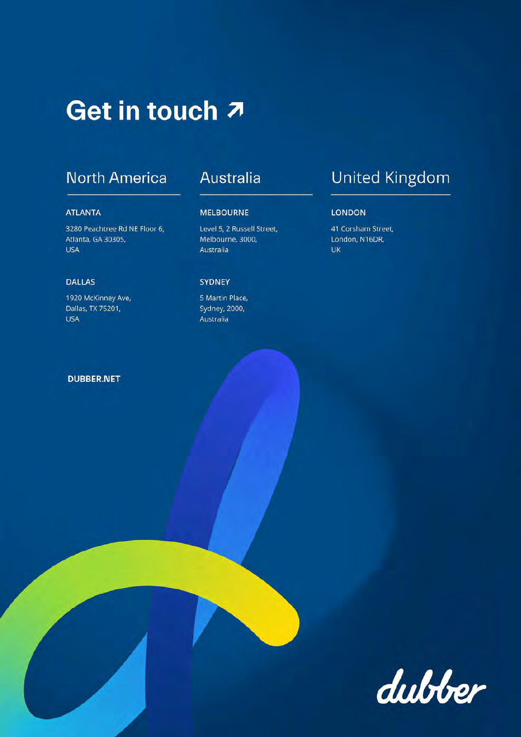# Get in touch ↗

## North America

### ATLANTA

3280 Peachtree Rd NE Floor 6,
Atlanta, GA 30305,
USA

### DALLAS

1920 McKinney Ave,
Dallas, TX 75201,
USA

## Australia

### MELBOURNE

Level 5, 2 Russell Street,
Melbourne, 3000,
Australia

### SYDNEY

5 Martin Place,
Sydney, 2000,
Australia

## United Kingdom

### LONDON

41 Corsham Street,
London, N16DR,
UK

**DUBBER.NET**

dubber